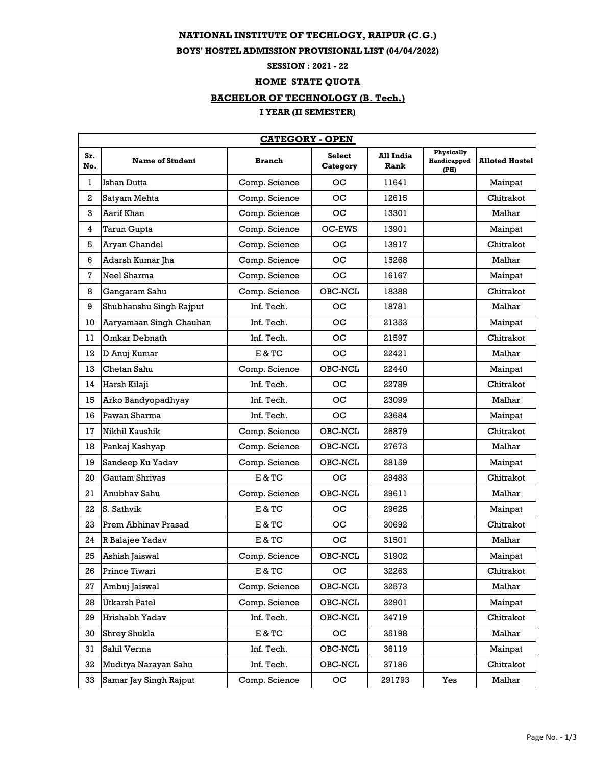# NATIONAL INSTITUTE OF TECHLOGY, RAIPUR (C.G.)

## BOYS' HOSTEL ADMISSION PROVISIONAL LIST (04/04/2022)

### SESSION : 2021 - 22

### HOME STATE QUOTA

### BACHELOR OF TECHNOLOGY (B. Tech.)

### I YEAR (II SEMESTER)

| CATEGORY - OPEN | | | | | | |
|---|---|---|---|---|---|---|
| **Sr. No.** | **Name of Student** | **Branch** | **Select Category** | **All India Rank** | **Physically Handicapped (PH)** | **Alloted Hostel** |
| 1 | Ishan Dutta | Comp. Science | OC | 11641 | | Mainpat |
| 2 | Satyam Mehta | Comp. Science | OC | 12615 | | Chitrakot |
| 3 | Aarif Khan | Comp. Science | OC | 13301 | | Malhar |
| 4 | Tarun Gupta | Comp. Science | OC-EWS | 13901 | | Mainpat |
| 5 | Aryan Chandel | Comp. Science | OC | 13917 | | Chitrakot |
| 6 | Adarsh Kumar Jha | Comp. Science | OC | 15268 | | Malhar |
| 7 | Neel Sharma | Comp. Science | OC | 16167 | | Mainpat |
| 8 | Gangaram Sahu | Comp. Science | OBC-NCL | 18388 | | Chitrakot |
| 9 | Shubhanshu Singh Rajput | Inf. Tech. | OC | 18781 | | Malhar |
| 10 | Aaryamaan Singh Chauhan | Inf. Tech. | OC | 21353 | | Mainpat |
| 11 | Omkar Debnath | Inf. Tech. | OC | 21597 | | Chitrakot |
| 12 | D Anuj Kumar | E & TC | OC | 22421 | | Malhar |
| 13 | Chetan Sahu | Comp. Science | OBC-NCL | 22440 | | Mainpat |
| 14 | Harsh Kilaji | Inf. Tech. | OC | 22789 | | Chitrakot |
| 15 | Arko Bandyopadhyay | Inf. Tech. | OC | 23099 | | Malhar |
| 16 | Pawan Sharma | Inf. Tech. | OC | 23684 | | Mainpat |
| 17 | Nikhil Kaushik | Comp. Science | OBC-NCL | 26879 | | Chitrakot |
| 18 | Pankaj Kashyap | Comp. Science | OBC-NCL | 27673 | | Malhar |
| 19 | Sandeep Ku Yadav | Comp. Science | OBC-NCL | 28159 | | Mainpat |
| 20 | Gautam Shrivas | E & TC | OC | 29483 | | Chitrakot |
| 21 | Anubhav Sahu | Comp. Science | OBC-NCL | 29611 | | Malhar |
| 22 | S. Sathvik | E & TC | OC | 29625 | | Mainpat |
| 23 | Prem Abhinav Prasad | E & TC | OC | 30692 | | Chitrakot |
| 24 | R Balajee Yadav | E & TC | OC | 31501 | | Malhar |
| 25 | Ashish Jaiswal | Comp. Science | OBC-NCL | 31902 | | Mainpat |
| 26 | Prince Tiwari | E & TC | OC | 32263 | | Chitrakot |
| 27 | Ambuj Jaiswal | Comp. Science | OBC-NCL | 32573 | | Malhar |
| 28 | Utkarsh Patel | Comp. Science | OBC-NCL | 32901 | | Mainpat |
| 29 | Hrishabh Yadav | Inf. Tech. | OBC-NCL | 34719 | | Chitrakot |
| 30 | Shrey Shukla | E & TC | OC | 35198 | | Malhar |
| 31 | Sahil Verma | Inf. Tech. | OBC-NCL | 36119 | | Mainpat |
| 32 | Muditya Narayan Sahu | Inf. Tech. | OBC-NCL | 37186 | | Chitrakot |
| 33 | Samar Jay Singh Rajput | Comp. Science | OC | 291793 | Yes | Malhar |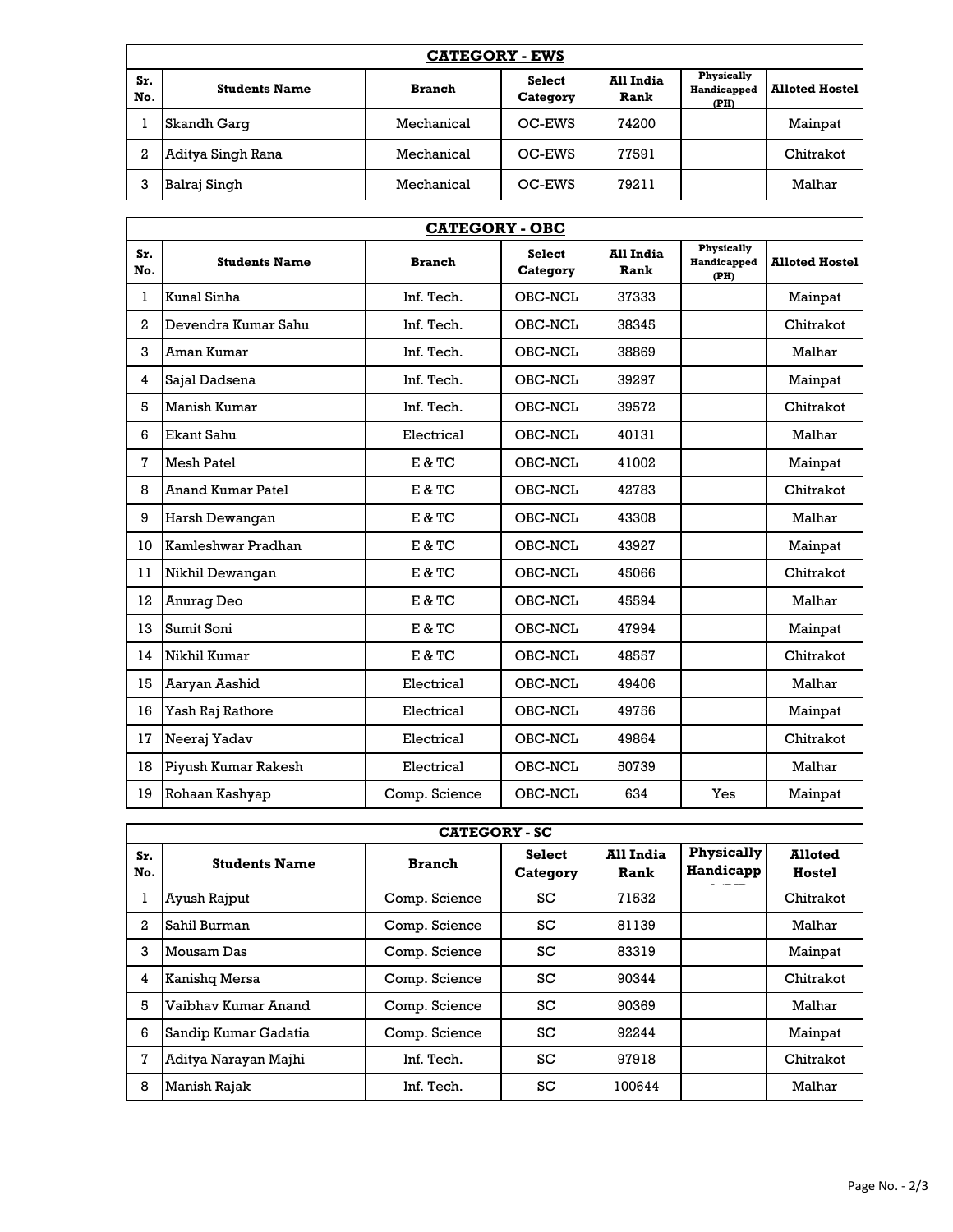| **CATEGORY - EWS** | | | | | | |
|---|---|---|---|---|---|---|
| **Sr. No.** | **Students Name** | **Branch** | **Select Category** | **All India Rank** | **Physically Handicapped (PH)** | **Alloted Hostel** |
| 1 | Skandh Garg | Mechanical | OC-EWS | 74200 | | Mainpat |
| 2 | Aditya Singh Rana | Mechanical | OC-EWS | 77591 | | Chitrakot |
| 3 | Balraj Singh | Mechanical | OC-EWS | 79211 | | Malhar |

| **CATEGORY - OBC** | | | | | | |
|---|---|---|---|---|---|---|
| **Sr. No.** | **Students Name** | **Branch** | **Select Category** | **All India Rank** | **Physically Handicapped (PH)** | **Alloted Hostel** |
| 1 | Kunal Sinha | Inf. Tech. | OBC-NCL | 37333 | | Mainpat |
| 2 | Devendra Kumar Sahu | Inf. Tech. | OBC-NCL | 38345 | | Chitrakot |
| 3 | Aman Kumar | Inf. Tech. | OBC-NCL | 38869 | | Malhar |
| 4 | Sajal Dadsena | Inf. Tech. | OBC-NCL | 39297 | | Mainpat |
| 5 | Manish Kumar | Inf. Tech. | OBC-NCL | 39572 | | Chitrakot |
| 6 | Ekant Sahu | Electrical | OBC-NCL | 40131 | | Malhar |
| 7 | Mesh Patel | E & TC | OBC-NCL | 41002 | | Mainpat |
| 8 | Anand Kumar Patel | E & TC | OBC-NCL | 42783 | | Chitrakot |
| 9 | Harsh Dewangan | E & TC | OBC-NCL | 43308 | | Malhar |
| 10 | Kamleshwar Pradhan | E & TC | OBC-NCL | 43927 | | Mainpat |
| 11 | Nikhil Dewangan | E & TC | OBC-NCL | 45066 | | Chitrakot |
| 12 | Anurag Deo | E & TC | OBC-NCL | 45594 | | Malhar |
| 13 | Sumit Soni | E & TC | OBC-NCL | 47994 | | Mainpat |
| 14 | Nikhil Kumar | E & TC | OBC-NCL | 48557 | | Chitrakot |
| 15 | Aaryan Aashid | Electrical | OBC-NCL | 49406 | | Malhar |
| 16 | Yash Raj Rathore | Electrical | OBC-NCL | 49756 | | Mainpat |
| 17 | Neeraj Yadav | Electrical | OBC-NCL | 49864 | | Chitrakot |
| 18 | Piyush Kumar Rakesh | Electrical | OBC-NCL | 50739 | | Malhar |
| 19 | Rohaan Kashyap | Comp. Science | OBC-NCL | 634 | Yes | Mainpat |

| **CATEGORY - SC** | | | | | | |
|---|---|---|---|---|---|---|
| **Sr. No.** | **Students Name** | **Branch** | **Select Category** | **All India Rank** | **Physically Handicapp** | **Alloted Hostel** |
| 1 | Ayush Rajput | Comp. Science | SC | 71532 | | Chitrakot |
| 2 | Sahil Burman | Comp. Science | SC | 81139 | | Malhar |
| 3 | Mousam Das | Comp. Science | SC | 83319 | | Mainpat |
| 4 | Kanishq Mersa | Comp. Science | SC | 90344 | | Chitrakot |
| 5 | Vaibhav Kumar Anand | Comp. Science | SC | 90369 | | Malhar |
| 6 | Sandip Kumar Gadatia | Comp. Science | SC | 92244 | | Mainpat |
| 7 | Aditya Narayan Majhi | Inf. Tech. | SC | 97918 | | Chitrakot |
| 8 | Manish Rajak | Inf. Tech. | SC | 100644 | | Malhar |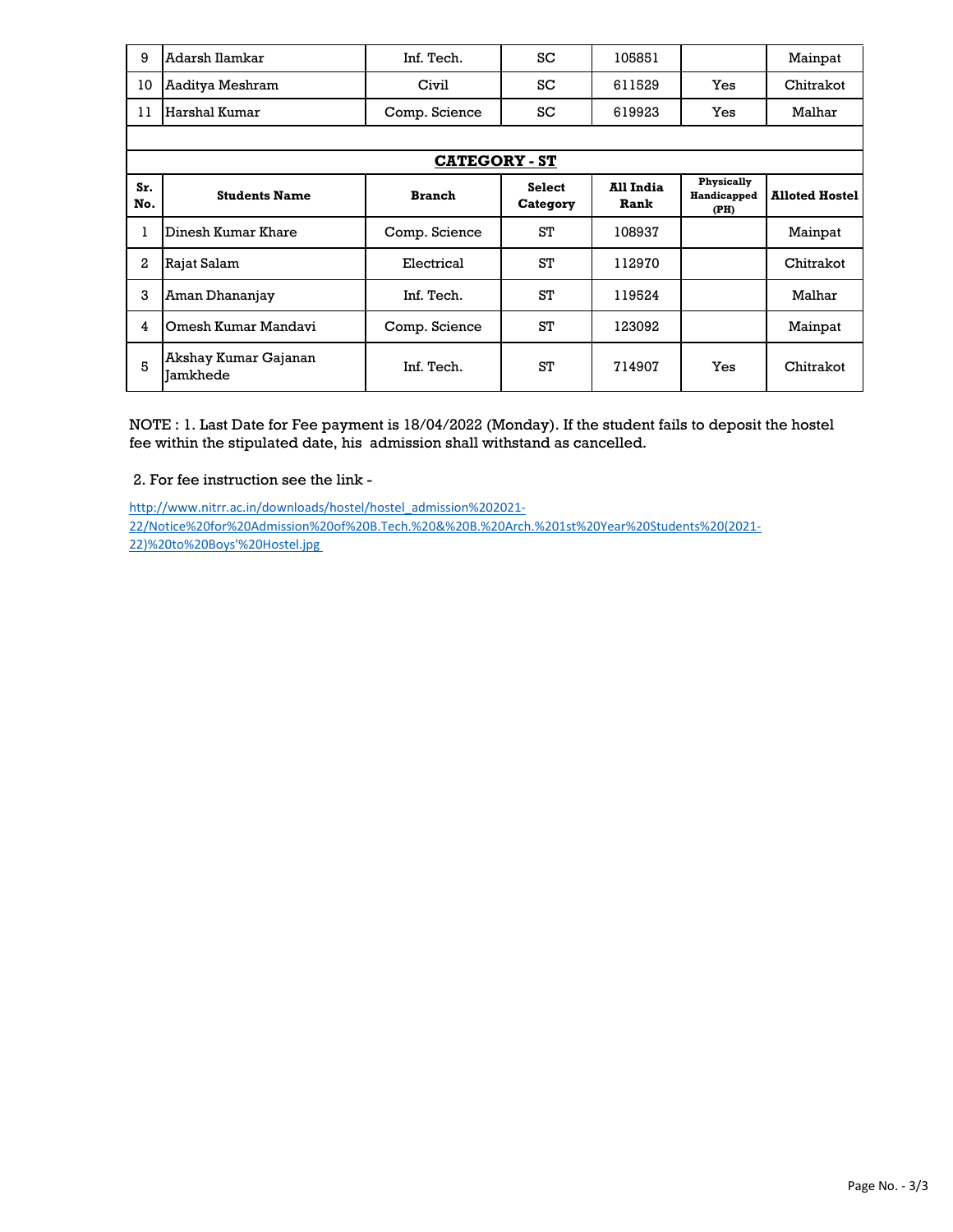| | | | | | | |
|---|---|---|---|---|---|---|
| 9 | Adarsh Ilamkar | Inf. Tech. | SC | 105851 | | Mainpat |
| 10 | Aaditya Meshram | Civil | SC | 611529 | Yes | Chitrakot |
| 11 | Harshal Kumar | Comp. Science | SC | 619923 | Yes | Malhar |

**CATEGORY - ST**

| Sr. No. | Students Name | Branch | Select Category | All India Rank | Physically Handicapped (PH) | Alloted Hostel |
|---|---|---|---|---|---|---|
| 1 | Dinesh Kumar Khare | Comp. Science | ST | 108937 | | Mainpat |
| 2 | Rajat Salam | Electrical | ST | 112970 | | Chitrakot |
| 3 | Aman Dhananjay | Inf. Tech. | ST | 119524 | | Malhar |
| 4 | Omesh Kumar Mandavi | Comp. Science | ST | 123092 | | Mainpat |
| 5 | Akshay Kumar Gajanan Jamkhede | Inf. Tech. | ST | 714907 | Yes | Chitrakot |

NOTE : 1. Last Date for Fee payment is 18/04/2022 (Monday). If the student fails to deposit the hostel fee within the stipulated date, his admission shall withstand as cancelled.

2. For fee instruction see the link -

http://www.nitrr.ac.in/downloads/hostel/hostel_admission%202021-22/Notice%20for%20Admission%20of%20B.Tech.%20&%20B.%20Arch.%201st%20Year%20Students%20(2021-22)%20to%20Boys'%20Hostel.jpg